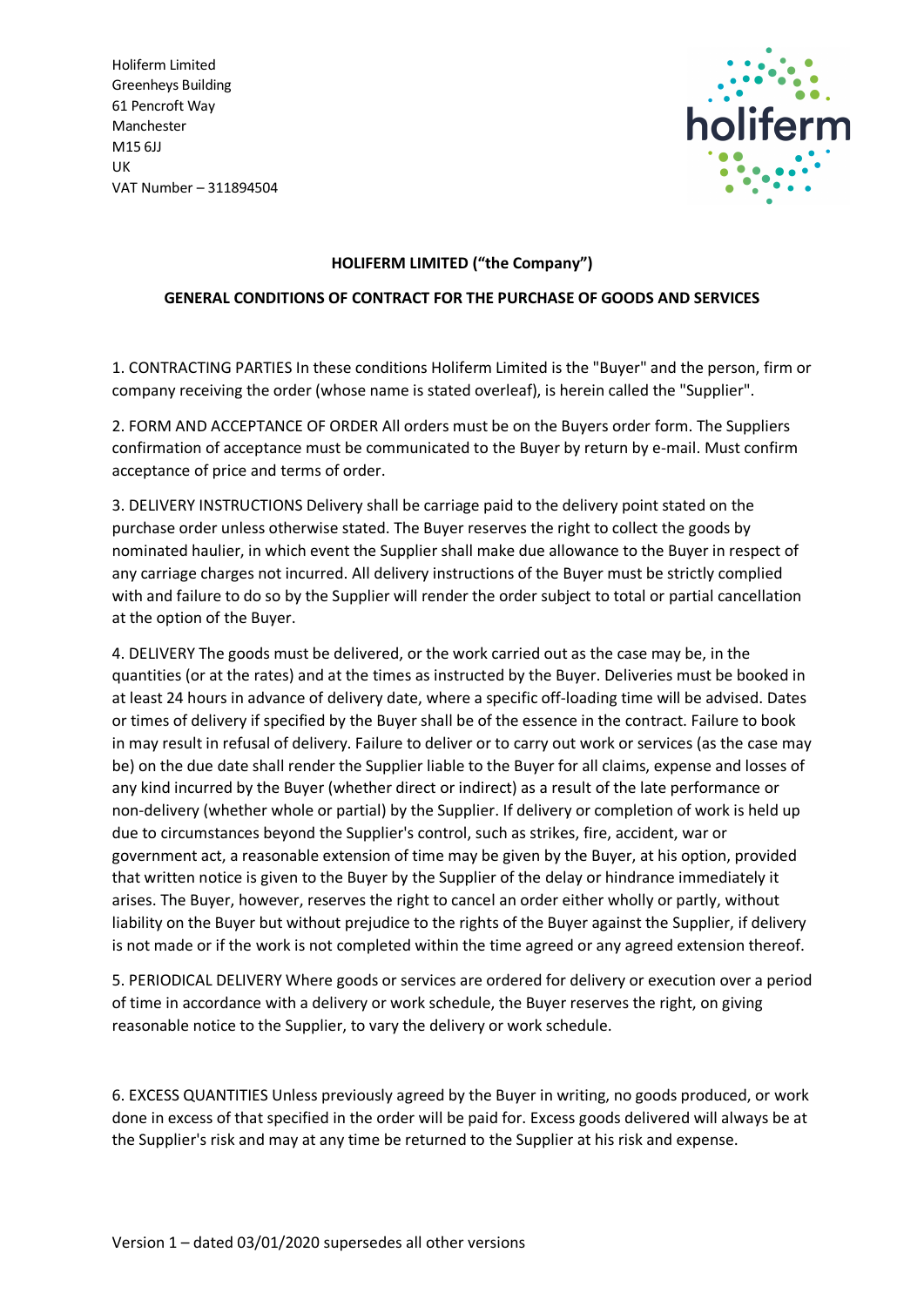Holiferm Limited
Greenheys Building
61 Pencroft Way
Manchester
M15 6JJ
UK
VAT Number – 311894504

## HOLIFERM LIMITED ("the Company")

## GENERAL CONDITIONS OF CONTRACT FOR THE PURCHASE OF GOODS AND SERVICES

1. CONTRACTING PARTIES In these conditions Holiferm Limited is the "Buyer" and the person, firm or company receiving the order (whose name is stated overleaf), is herein called the "Supplier".

2. FORM AND ACCEPTANCE OF ORDER All orders must be on the Buyers order form. The Suppliers confirmation of acceptance must be communicated to the Buyer by return by e-mail. Must confirm acceptance of price and terms of order.

3. DELIVERY INSTRUCTIONS Delivery shall be carriage paid to the delivery point stated on the purchase order unless otherwise stated. The Buyer reserves the right to collect the goods by nominated haulier, in which event the Supplier shall make due allowance to the Buyer in respect of any carriage charges not incurred. All delivery instructions of the Buyer must be strictly complied with and failure to do so by the Supplier will render the order subject to total or partial cancellation at the option of the Buyer.

4. DELIVERY The goods must be delivered, or the work carried out as the case may be, in the quantities (or at the rates) and at the times as instructed by the Buyer. Deliveries must be booked in at least 24 hours in advance of delivery date, where a specific off-loading time will be advised. Dates or times of delivery if specified by the Buyer shall be of the essence in the contract. Failure to book in may result in refusal of delivery. Failure to deliver or to carry out work or services (as the case may be) on the due date shall render the Supplier liable to the Buyer for all claims, expense and losses of any kind incurred by the Buyer (whether direct or indirect) as a result of the late performance or non-delivery (whether whole or partial) by the Supplier. If delivery or completion of work is held up due to circumstances beyond the Supplier's control, such as strikes, fire, accident, war or government act, a reasonable extension of time may be given by the Buyer, at his option, provided that written notice is given to the Buyer by the Supplier of the delay or hindrance immediately it arises. The Buyer, however, reserves the right to cancel an order either wholly or partly, without liability on the Buyer but without prejudice to the rights of the Buyer against the Supplier, if delivery is not made or if the work is not completed within the time agreed or any agreed extension thereof.

5. PERIODICAL DELIVERY Where goods or services are ordered for delivery or execution over a period of time in accordance with a delivery or work schedule, the Buyer reserves the right, on giving reasonable notice to the Supplier, to vary the delivery or work schedule.

6. EXCESS QUANTITIES Unless previously agreed by the Buyer in writing, no goods produced, or work done in excess of that specified in the order will be paid for. Excess goods delivered will always be at the Supplier's risk and may at any time be returned to the Supplier at his risk and expense.

Version 1 – dated 03/01/2020 supersedes all other versions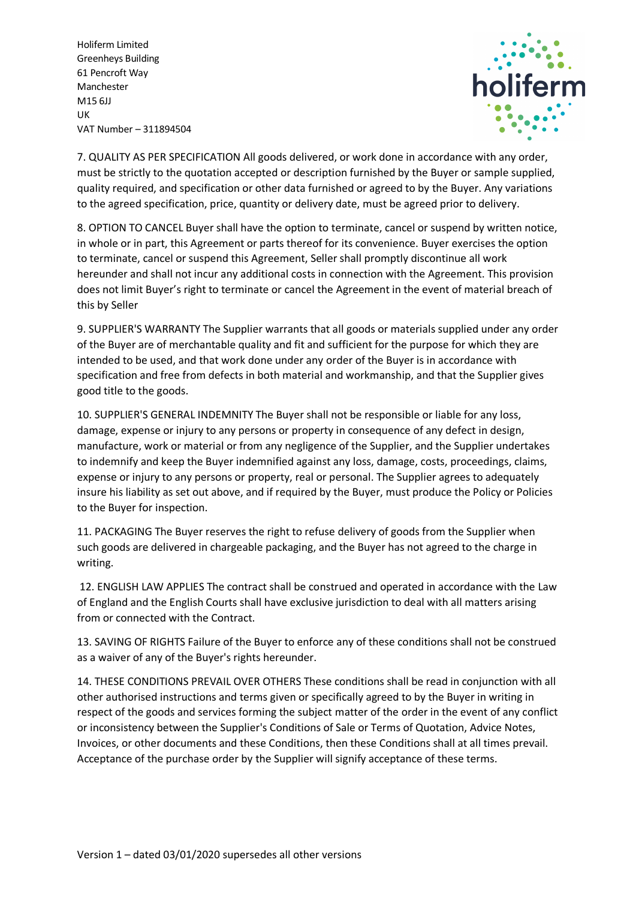Holiferm Limited
Greenheys Building
61 Pencroft Way
Manchester
M15 6JJ
UK
VAT Number – 311894504

7. QUALITY AS PER SPECIFICATION All goods delivered, or work done in accordance with any order, must be strictly to the quotation accepted or description furnished by the Buyer or sample supplied, quality required, and specification or other data furnished or agreed to by the Buyer. Any variations to the agreed specification, price, quantity or delivery date, must be agreed prior to delivery.

8. OPTION TO CANCEL Buyer shall have the option to terminate, cancel or suspend by written notice, in whole or in part, this Agreement or parts thereof for its convenience. Buyer exercises the option to terminate, cancel or suspend this Agreement, Seller shall promptly discontinue all work hereunder and shall not incur any additional costs in connection with the Agreement. This provision does not limit Buyer's right to terminate or cancel the Agreement in the event of material breach of this by Seller

9. SUPPLIER'S WARRANTY The Supplier warrants that all goods or materials supplied under any order of the Buyer are of merchantable quality and fit and sufficient for the purpose for which they are intended to be used, and that work done under any order of the Buyer is in accordance with specification and free from defects in both material and workmanship, and that the Supplier gives good title to the goods.

10. SUPPLIER'S GENERAL INDEMNITY The Buyer shall not be responsible or liable for any loss, damage, expense or injury to any persons or property in consequence of any defect in design, manufacture, work or material or from any negligence of the Supplier, and the Supplier undertakes to indemnify and keep the Buyer indemnified against any loss, damage, costs, proceedings, claims, expense or injury to any persons or property, real or personal. The Supplier agrees to adequately insure his liability as set out above, and if required by the Buyer, must produce the Policy or Policies to the Buyer for inspection.

11. PACKAGING The Buyer reserves the right to refuse delivery of goods from the Supplier when such goods are delivered in chargeable packaging, and the Buyer has not agreed to the charge in writing.

12. ENGLISH LAW APPLIES The contract shall be construed and operated in accordance with the Law of England and the English Courts shall have exclusive jurisdiction to deal with all matters arising from or connected with the Contract.

13. SAVING OF RIGHTS Failure of the Buyer to enforce any of these conditions shall not be construed as a waiver of any of the Buyer's rights hereunder.

14. THESE CONDITIONS PREVAIL OVER OTHERS These conditions shall be read in conjunction with all other authorised instructions and terms given or specifically agreed to by the Buyer in writing in respect of the goods and services forming the subject matter of the order in the event of any conflict or inconsistency between the Supplier's Conditions of Sale or Terms of Quotation, Advice Notes, Invoices, or other documents and these Conditions, then these Conditions shall at all times prevail. Acceptance of the purchase order by the Supplier will signify acceptance of these terms.

Version 1 – dated 03/01/2020 supersedes all other versions